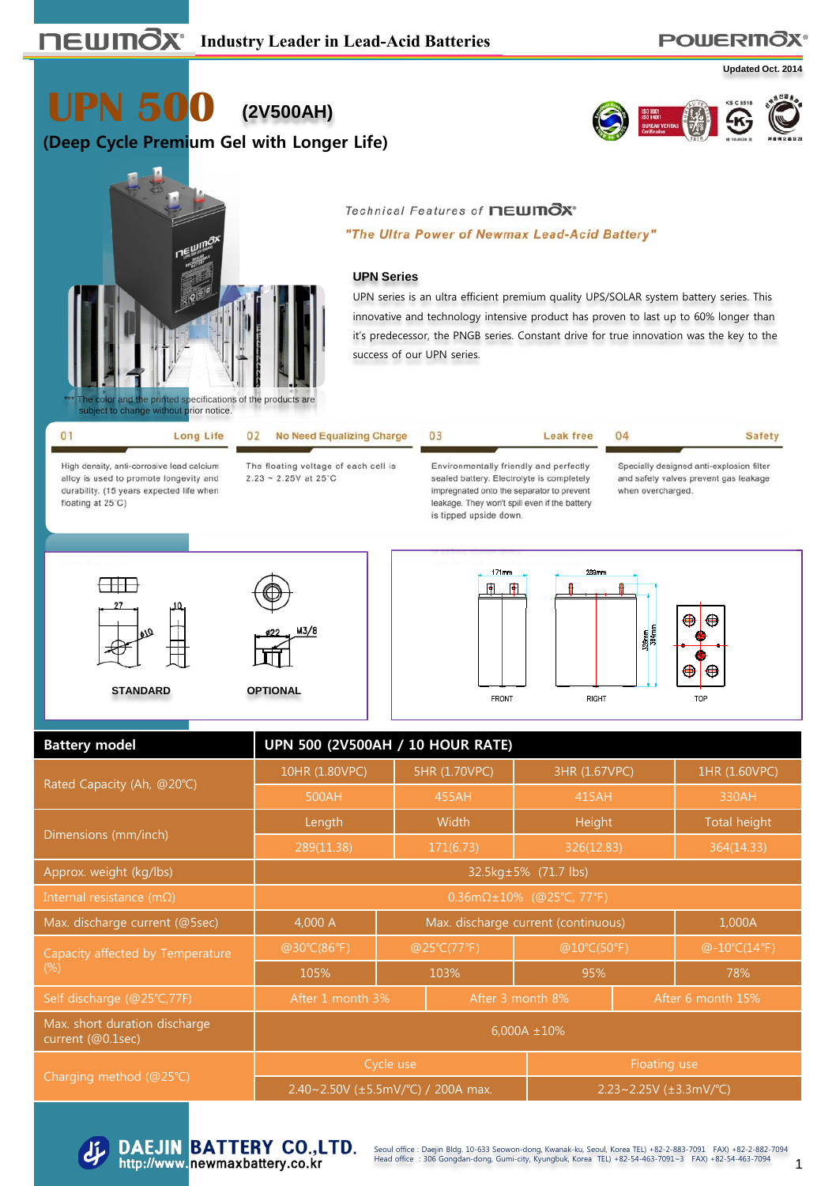Industry Leader in Lead-Acid Batteries

Updated Oct. 2014

# UPN 500 (2V500AH)

## (Deep Cycle Premium Gel with Longer Life)

*** The color and the printed specifications of the products are subject to change without prior notice.

Technical Features of NEWMAX

*"The Ultra Power of Newmax Lead-Acid Battery"*

### UPN Series

UPN series is an ultra efficient premium quality UPS/SOLAR system battery series. This innovative and technology intensive product has proven to last up to 60% longer than it's predecessor, the PNGB series. Constant drive for true innovation was the key to the success of our UPN series.

**01 Long Life**

High density, anti-corrosive lead calcium alloy is used to promote longevity and durability. (15 years expected life when floating at 25°C)

**02 No Need Equalizing Charge**

The floating voltage of each cell is 2.23 ~ 2.25V at 25°C

**03 Leak free**

Environmentally friendly and perfectly sealed battery. Electrolyte is completely impregnated onto the separator to prevent leakage. They won't spill even if the battery is tipped upside down.

**04 Safety**

Specially designed anti-explosion filter and safety valves prevent gas leakage when overcharged.

STANDARD — 27, 10, Ø10

OPTIONAL — Ø22, M3/8

FRONT — 171mm

RIGHT — 289mm, 326mm, 364mm

TOP

| Battery model | UPN 500 (2V500AH / 10 HOUR RATE) | | | |
|---|---|---|---|---|
| Rated Capacity (Ah, @20℃) | 10HR (1.80VPC) | 5HR (1.70VPC) | 3HR (1.67VPC) | 1HR (1.60VPC) |
| | 500AH | 455AH | 415AH | 330AH |
| Dimensions (mm/inch) | Length | Width | Height | Total height |
| | 289(11.38) | 171(6.73) | 326(12.83) | 364(14.33) |
| Approx. weight (kg/lbs) | 32.5kg±5% (71.7 lbs) | | | |
| Internal resistance (mΩ) | 0.36mΩ±10% (@25℃, 77°F) | | | |
| Max. discharge current (@5sec) | 4,000 A | Max. discharge current (continuous) | | 1,000A |
| Capacity affected by Temperature (%) | @30℃(86°F) | @25℃(77°F) | @10℃(50°F) | @-10℃(14°F) |
| | 105% | 103% | 95% | 78% |
| Self discharge (@25℃,77F) | After 1 month 3% | After 3 month 8% | After 6 month 15% | |
| Max. short duration discharge current (@0.1sec) | 6,000A ±10% | | | |
| Charging method (@25℃) | Cycle use | | Floating use | |
| | 2.40~2.50V (±5.5mV/℃) / 200A max. | | 2.23~2.25V (±3.3mV/℃) | |

**DAEJIN BATTERY CO.,LTD.**
http://www.newmaxbattery.co.kr

Seoul office : Daejin Bldg. 10-633 Seowon-dong, Kwanak-ku, Seoul, Korea TEL) +82-2-883-7091 FAX) +82-2-882-7094
Head office : 306 Gongdan-dong, Gumi-city, Kyungbuk, Korea TEL) +82-54-463-7091~3 FAX) +82-54-463-7094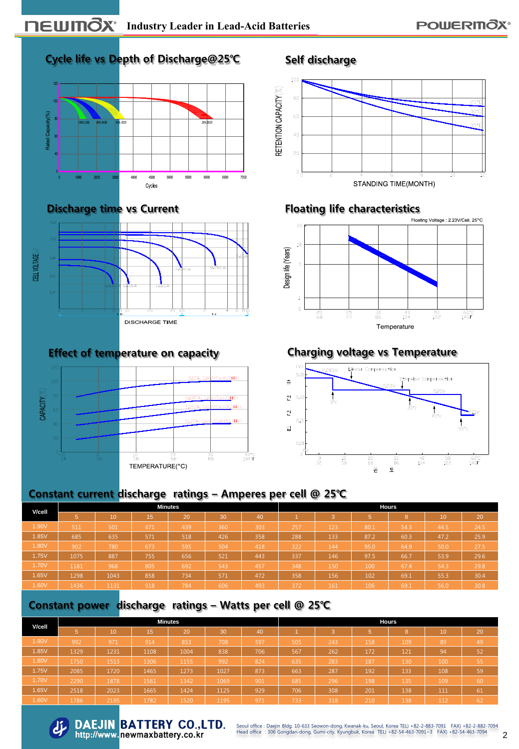## Cycle life vs Depth of Discharge@25℃

120
100
80
60
40
0
Rated Capacity(%)
100% DOD
80% DOD
50% DOD
30% DOD
0 1000 2000 3000 4000 4500 5000 5500 6000 6500 7000
Cycles

## Self discharge

RETENTION CAPACITY (%)
100
80
60
40
20
0
25°C
30°C
35°C
0 2 4 6 8 10 12
STANDING TIME(MONTH)

## Discharge time vs Current

CELL VOLTAGE (V)
2.2
2.0
1.8
1.6
1.4
0.25CA
0.17CA
0.09CA
3CA 2CA
1CA
0.5CA
DISCHARGE TIME

## Floating life characteristics

Floating Voltage : 2.23V/Cell, 25°C
Design life (Years)
20
10
5
1
0
20 25 30 40 50 60°C
68 77 86 104 122 140°F
Temperature

## Effect of temperature on capacity

CAPACITY (%)
120
100
80
60
40
20
0
0.05CA, 1.8V/Cell(20HR)
0.1CA, 1.75V/Cell(10HR)
0.17CA, 1.7V/Cell(6HR)
0.6CA, 1.6V/Cell(1HR)
-10 0 10 20 30 40°C
14 32 50 68 86 104°F
TEMPERATURE(°C)

## Charging voltage vs Temperature

(V)
2.285V
Linear Compensation
Stepwise Compensation
2.23V
2.20V
2.21V
5°C
35°C
45°C
55°C
0 10 20 30 40 50 60°C
32 50 68 86 104 122 140°F

## Constant current discharge ratings – Amperes per cell @ 25℃

| V/cell | Minutes | | | | | | Hours | | | | | |
|---|---|---|---|---|---|---|---|---|---|---|---|---|
| | 5 | 10 | 15 | 20 | 30 | 40 | 1 | 3 | 5 | 8 | 10 | 20 |
| 1.90V | 511 | 501 | 471 | 439 | 360 | 303 | 257 | 123 | 80.1 | 54.3 | 44.5 | 24.5 |
| 1.85V | 685 | 635 | 571 | 518 | 426 | 358 | 288 | 133 | 87.2 | 60.3 | 47.2 | 25.9 |
| 1.80V | 902 | 780 | 673 | 595 | 504 | 418 | 322 | 144 | 95.0 | 64.9 | 50.0 | 27.5 |
| 1.75V | 1075 | 887 | 755 | 656 | 521 | 443 | 337 | 146 | 97.5 | 66.7 | 53.9 | 29.6 |
| 1.70V | 1181 | 968 | 805 | 692 | 543 | 457 | 348 | 150 | 100 | 67.4 | 54.3 | 29.8 |
| 1.65V | 1298 | 1043 | 858 | 734 | 571 | 472 | 358 | 156 | 102 | 69.1 | 55.3 | 30.4 |
| 1.60V | 1436 | 1131 | 918 | 784 | 606 | 493 | 372 | 161 | 106 | 69.1 | 56.0 | 30.8 |

## Constant power discharge ratings – Watts per cell @ 25℃

| V/cell | Minutes | | | | | | Hours | | | | | |
|---|---|---|---|---|---|---|---|---|---|---|---|---|
| | 5 | 10 | 15 | 20 | 30 | 40 | 1 | 3 | 5 | 8 | 10 | 20 |
| 1.90V | 992 | 971 | 914 | 853 | 708 | 597 | 505 | 243 | 158 | 109 | 89 | 49 |
| 1.85V | 1329 | 1231 | 1108 | 1004 | 838 | 706 | 567 | 262 | 172 | 121 | 94 | 52 |
| 1.80V | 1750 | 1513 | 1306 | 1155 | 992 | 824 | 635 | 283 | 187 | 130 | 100 | 55 |
| 1.75V | 2085 | 1720 | 1465 | 1273 | 1027 | 873 | 663 | 287 | 192 | 133 | 108 | 59 |
| 1.70V | 2290 | 1878 | 1561 | 1342 | 1069 | 901 | 685 | 296 | 198 | 135 | 109 | 60 |
| 1.65V | 2518 | 2023 | 1665 | 1424 | 1125 | 929 | 706 | 308 | 201 | 138 | 111 | 61 |
| 1.60V | 1786 | 2195 | 1782 | 1520 | 1195 | 971 | 733 | 318 | 210 | 138 | 112 | 62 |

**DAEJIN BATTERY CO.,LTD.**
http://www.newmaxbattery.co.kr

Seoul office : Daejin Bldg. 10-633 Seowon-dong, Kwanak-ku, Seoul, Korea TEL) +82-2-883-7091 FAX) +82-2-882-7094
Head office : 306 Gongdan-dong, Gumi-city, Kyungbuk, Korea TEL) +82-54-463-7091~3 FAX) +82-54-463-7094